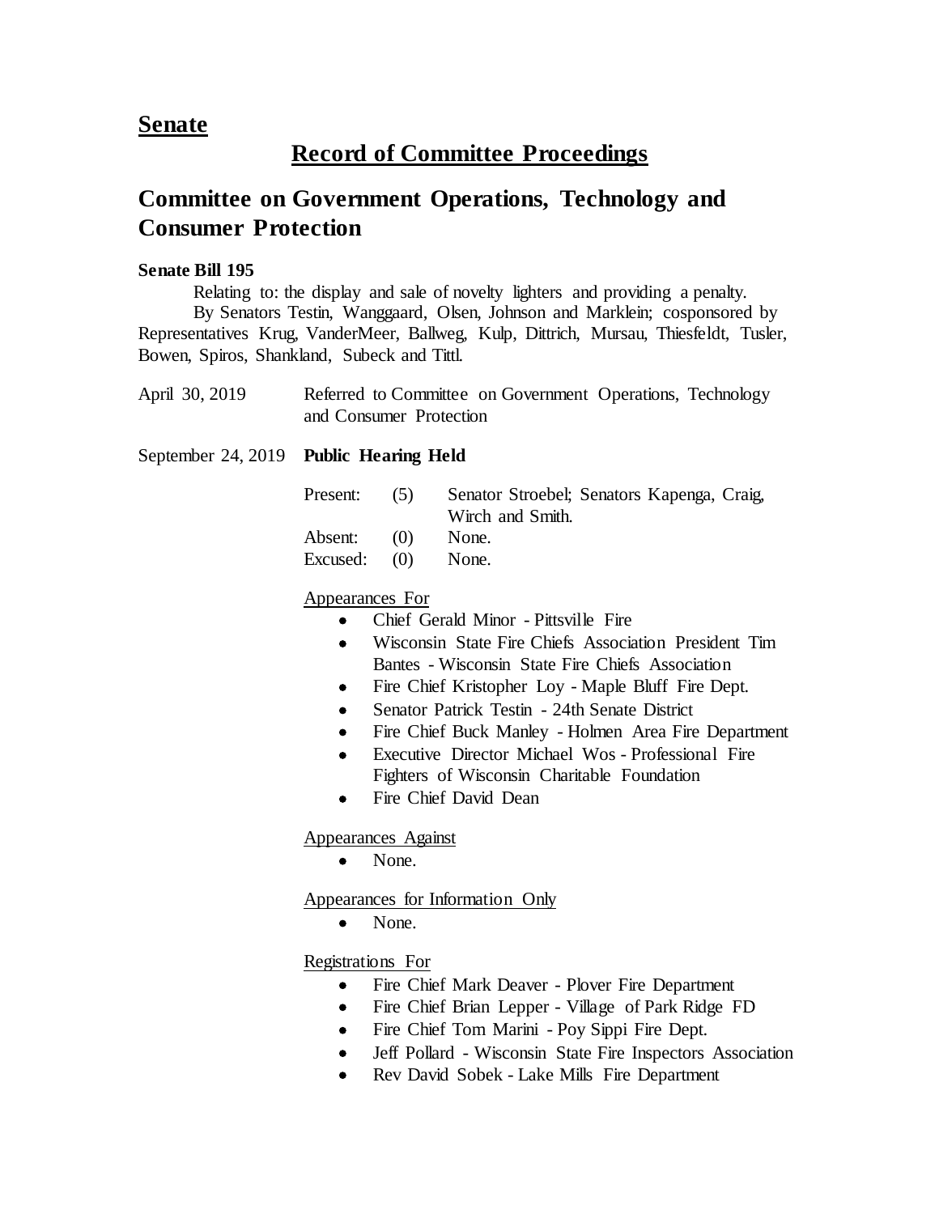## Senate

## Record of Committee Proceedings

# Committee on Government Operations, Technology and Consumer Protection

**Senate Bill 195**

Relating to: the display and sale of novelty lighters and providing a penalty.

By Senators Testin, Wanggaard, Olsen, Johnson and Marklein; cosponsored by Representatives Krug, VanderMeer, Ballweg, Kulp, Dittrich, Mursau, Thiesfeldt, Tusler, Bowen, Spiros, Shankland, Subeck and Tittl.

April 30, 2019 — Referred to Committee on Government Operations, Technology and Consumer Protection

September 24, 2019 — **Public Hearing Held**

| | | |
|---|---|---|
| Present: | (5) | Senator Stroebel; Senators Kapenga, Craig, Wirch and Smith. |
| Absent: | (0) | None. |
| Excused: | (0) | None. |

Appearances For

- Chief Gerald Minor - Pittsville Fire
- Wisconsin State Fire Chiefs Association President Tim Bantes - Wisconsin State Fire Chiefs Association
- Fire Chief Kristopher Loy - Maple Bluff Fire Dept.
- Senator Patrick Testin - 24th Senate District
- Fire Chief Buck Manley - Holmen Area Fire Department
- Executive Director Michael Wos - Professional Fire Fighters of Wisconsin Charitable Foundation
- Fire Chief David Dean

Appearances Against

- None.

Appearances for Information Only

- None.

Registrations For

- Fire Chief Mark Deaver - Plover Fire Department
- Fire Chief Brian Lepper - Village of Park Ridge FD
- Fire Chief Tom Marini - Poy Sippi Fire Dept.
- Jeff Pollard - Wisconsin State Fire Inspectors Association
- Rev David Sobek - Lake Mills Fire Department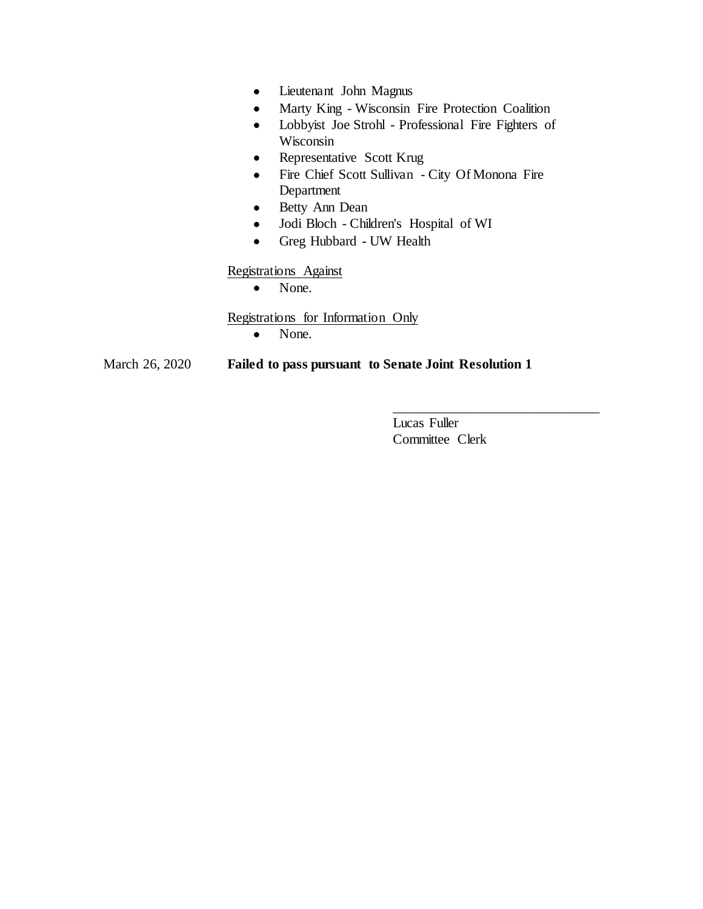- Lieutenant John Magnus
- Marty King - Wisconsin Fire Protection Coalition
- Lobbyist Joe Strohl - Professional Fire Fighters of Wisconsin
- Representative Scott Krug
- Fire Chief Scott Sullivan - City Of Monona Fire Department
- Betty Ann Dean
- Jodi Bloch - Children's Hospital of WI
- Greg Hubbard - UW Health

Registrations Against

- None.

Registrations for Information Only

- None.

March 26, 2020 **Failed to pass pursuant to Senate Joint Resolution 1**

\_\_\_\_\_\_\_\_\_\_\_\_\_\_\_\_\_\_\_\_\_\_\_\_\_\_\_\_\_\_\_\_

Lucas Fuller
Committee Clerk